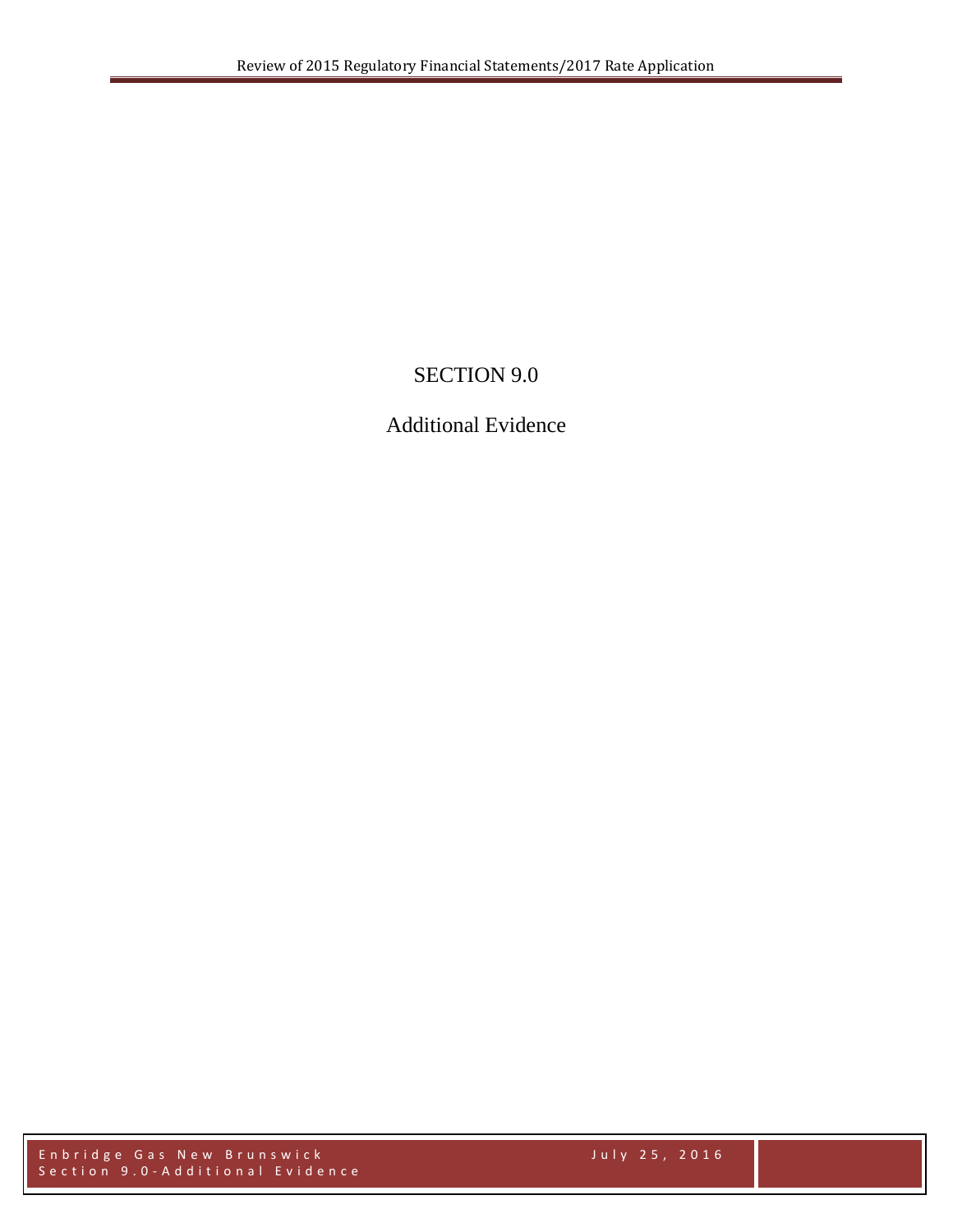# SECTION 9.0

## Additional Evidence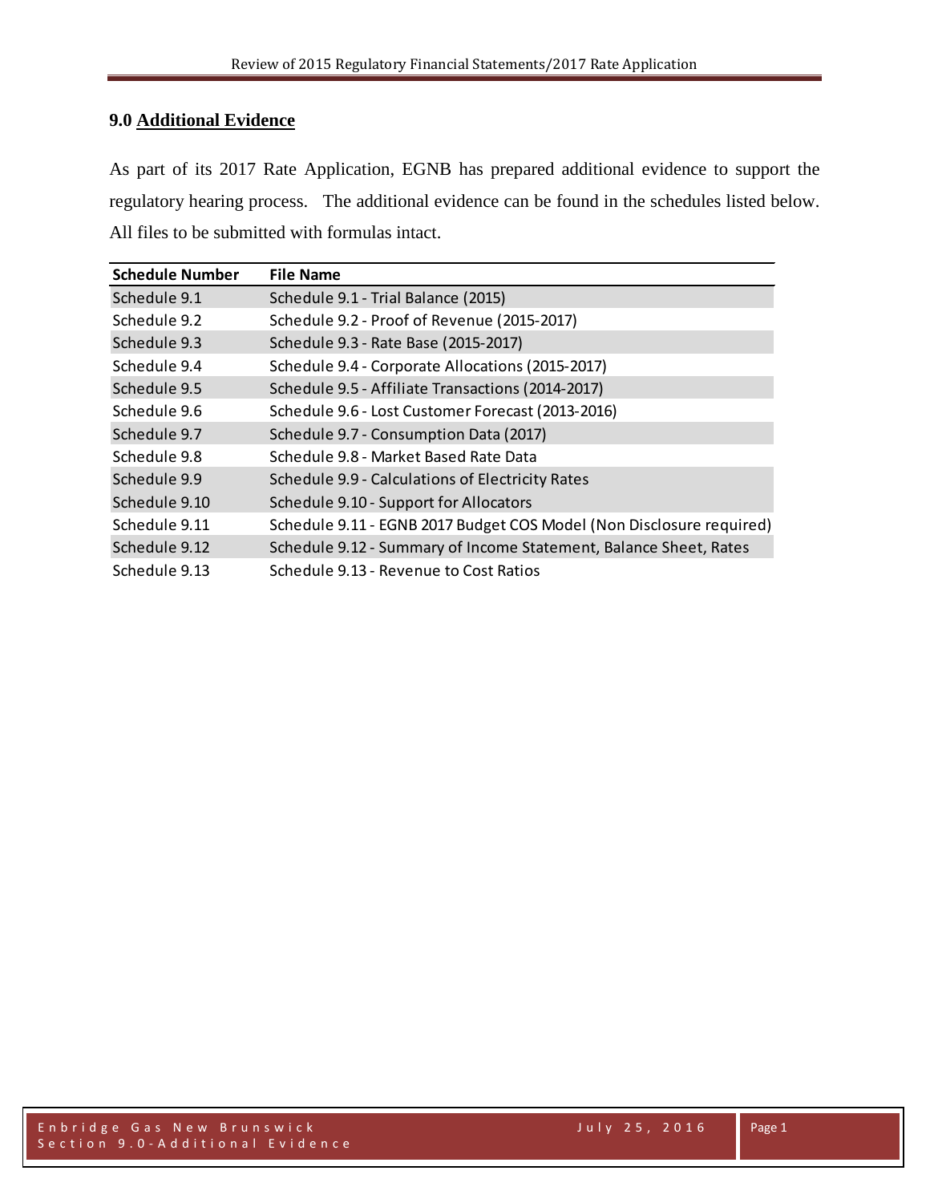## 9.0 Additional Evidence

As part of its 2017 Rate Application, EGNB has prepared additional evidence to support the regulatory hearing process. The additional evidence can be found in the schedules listed below. All files to be submitted with formulas intact.

| Schedule Number | File Name |
|---|---|
| Schedule 9.1 | Schedule 9.1 - Trial Balance (2015) |
| Schedule 9.2 | Schedule 9.2 - Proof of Revenue (2015-2017) |
| Schedule 9.3 | Schedule 9.3 - Rate Base (2015-2017) |
| Schedule 9.4 | Schedule 9.4 - Corporate Allocations (2015-2017) |
| Schedule 9.5 | Schedule 9.5 - Affiliate Transactions (2014-2017) |
| Schedule 9.6 | Schedule 9.6 - Lost Customer Forecast (2013-2016) |
| Schedule 9.7 | Schedule 9.7 - Consumption Data (2017) |
| Schedule 9.8 | Schedule 9.8 - Market Based Rate Data |
| Schedule 9.9 | Schedule 9.9 - Calculations of Electricity Rates |
| Schedule 9.10 | Schedule 9.10 - Support for Allocators |
| Schedule 9.11 | Schedule 9.11 - EGNB 2017 Budget COS Model (Non Disclosure required) |
| Schedule 9.12 | Schedule 9.12 - Summary of Income Statement, Balance Sheet, Rates |
| Schedule 9.13 | Schedule 9.13 - Revenue to Cost Ratios |